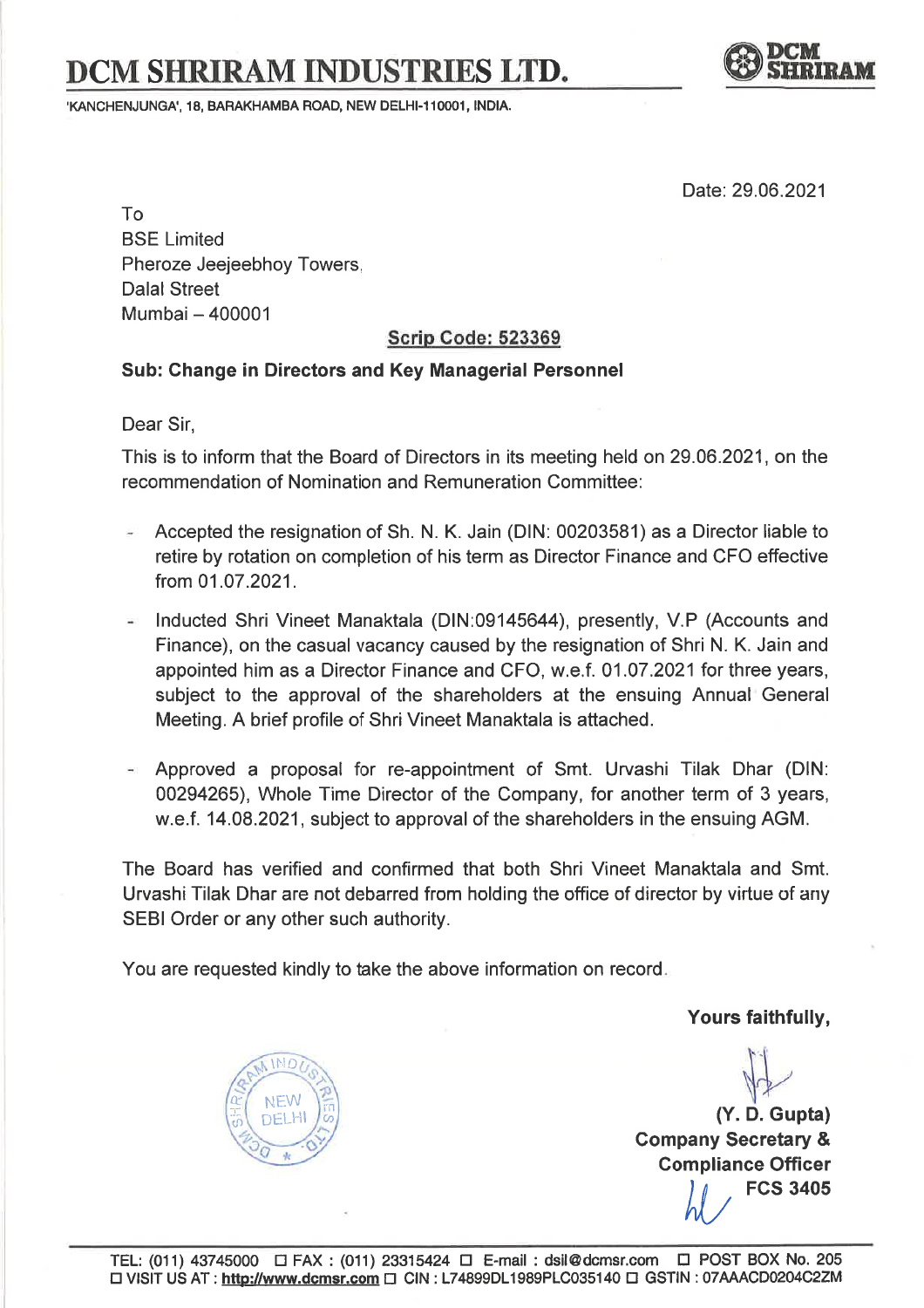# DCM SHRIRAM INDUSTRIES LTD.

'KANCHENJUNGA', 18, BARAKHAMBA ROAD, NEW DELHI-110001, INDIA.

Date: 29.06.2021

To
BSE Limited
Pheroze Jeejeebhoy Towers,
Dalal Street
Mumbai – 400001

**Scrip Code: 523369**

**Sub: Change in Directors and Key Managerial Personnel**

Dear Sir,

This is to inform that the Board of Directors in its meeting held on 29.06.2021, on the recommendation of Nomination and Remuneration Committee:

- Accepted the resignation of Sh. N. K. Jain (DIN: 00203581) as a Director liable to retire by rotation on completion of his term as Director Finance and CFO effective from 01.07.2021.
- Inducted Shri Vineet Manaktala (DIN:09145644), presently, V.P (Accounts and Finance), on the casual vacancy caused by the resignation of Shri N. K. Jain and appointed him as a Director Finance and CFO, w.e.f. 01.07.2021 for three years, subject to the approval of the shareholders at the ensuing Annual General Meeting. A brief profile of Shri Vineet Manaktala is attached.
- Approved a proposal for re-appointment of Smt. Urvashi Tilak Dhar (DIN: 00294265), Whole Time Director of the Company, for another term of 3 years, w.e.f. 14.08.2021, subject to approval of the shareholders in the ensuing AGM.

The Board has verified and confirmed that both Shri Vineet Manaktala and Smt. Urvashi Tilak Dhar are not debarred from holding the office of director by virtue of any SEBI Order or any other such authority.

You are requested kindly to take the above information on record.

**Yours faithfully,**

**(Y. D. Gupta)**
**Company Secretary &**
**Compliance Officer**
**FCS 3405**

TEL: (011) 43745000 FAX : (011) 23315424 E-mail : dsil@dcmsr.com POST BOX No. 205
VISIT US AT : http://www.dcmsr.com CIN : L74899DL1989PLC035140 GSTIN : 07AAACD0204C2ZM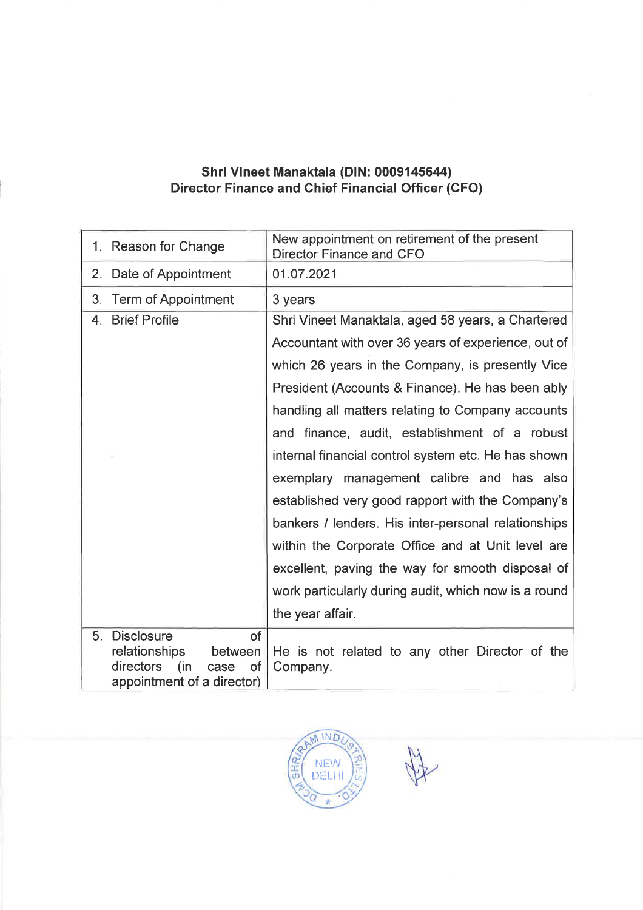**Shri Vineet Manaktala (DIN: 0009145644)**
**Director Finance and Chief Financial Officer (CFO)**

| | |
|---|---|
| 1. Reason for Change | New appointment on retirement of the present Director Finance and CFO |
| 2. Date of Appointment | 01.07.2021 |
| 3. Term of Appointment | 3 years |
| 4. Brief Profile | Shri Vineet Manaktala, aged 58 years, a Chartered Accountant with over 36 years of experience, out of which 26 years in the Company, is presently Vice President (Accounts & Finance). He has been ably handling all matters relating to Company accounts and finance, audit, establishment of a robust internal financial control system etc. He has shown exemplary management calibre and has also established very good rapport with the Company's bankers / lenders. His inter-personal relationships within the Corporate Office and at Unit level are excellent, paving the way for smooth disposal of work particularly during audit, which now is a round the year affair. |
| 5. Disclosure of relationships between directors (in case of appointment of a director) | He is not related to any other Director of the Company. |